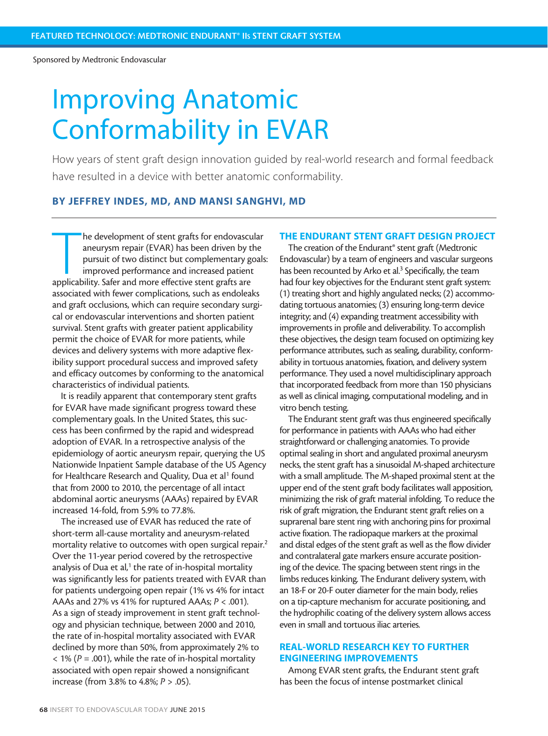Sponsored by Medtronic Endovascular

# Improving Anatomic Conformability in EVAR

How years of stent graft design innovation guided by real-world research and formal feedback have resulted in a device with better anatomic conformability.

**BY JEFFREY INDES, MD, AND MANSI SANGHVI, MD**

The development of stent grafts for endovascular aneurysm repair (EVAR) has been driven by the pursuit of two distinct but complementary goals: improved performance and increased patient applicability. Safer and more effective stent grafts are associated with fewer complications, such as endoleaks and graft occlusions, which can require secondary surgical or endovascular interventions and shorten patient survival. Stent grafts with greater patient applicability permit the choice of EVAR for more patients, while devices and delivery systems with more adaptive flexibility support procedural success and improved safety and efficacy outcomes by conforming to the anatomical characteristics of individual patients.

It is readily apparent that contemporary stent grafts for EVAR have made significant progress toward these complementary goals. In the United States, this success has been confirmed by the rapid and widespread adoption of EVAR. In a retrospective analysis of the epidemiology of aortic aneurysm repair, querying the US Nationwide Inpatient Sample database of the US Agency for Healthcare Research and Quality, Dua et al[1] found that from 2000 to 2010, the percentage of all intact abdominal aortic aneurysms (AAAs) repaired by EVAR increased 14-fold, from 5.9% to 77.8%.

The increased use of EVAR has reduced the rate of short-term all-cause mortality and aneurysm-related mortality relative to outcomes with open surgical repair.[2] Over the 11-year period covered by the retrospective analysis of Dua et al,[1] the rate of in-hospital mortality was significantly less for patients treated with EVAR than for patients undergoing open repair (1% vs 4% for intact AAAs and 27% vs 41% for ruptured AAAs; $P < .001$). As a sign of steady improvement in stent graft technology and physician technique, between 2000 and 2010, the rate of in-hospital mortality associated with EVAR declined by more than 50%, from approximately 2% to < 1% ($P = .001$), while the rate of in-hospital mortality associated with open repair showed a nonsignificant increase (from 3.8% to 4.8%; $P > .05$).

## THE ENDURANT STENT GRAFT DESIGN PROJECT

The creation of the Endurant® stent graft (Medtronic Endovascular) by a team of engineers and vascular surgeons has been recounted by Arko et al.[3] Specifically, the team had four key objectives for the Endurant stent graft system: (1) treating short and highly angulated necks; (2) accommodating tortuous anatomies; (3) ensuring long-term device integrity; and (4) expanding treatment accessibility with improvements in profile and deliverability. To accomplish these objectives, the design team focused on optimizing key performance attributes, such as sealing, durability, conformability in tortuous anatomies, fixation, and delivery system performance. They used a novel multidisciplinary approach that incorporated feedback from more than 150 physicians as well as clinical imaging, computational modeling, and in vitro bench testing.

The Endurant stent graft was thus engineered specifically for performance in patients with AAAs who had either straightforward or challenging anatomies. To provide optimal sealing in short and angulated proximal aneurysm necks, the stent graft has a sinusoidal M-shaped architecture with a small amplitude. The M-shaped proximal stent at the upper end of the stent graft body facilitates wall apposition, minimizing the risk of graft material infolding. To reduce the risk of graft migration, the Endurant stent graft relies on a suprarenal bare stent ring with anchoring pins for proximal active fixation. The radiopaque markers at the proximal and distal edges of the stent graft as well as the flow divider and contralateral gate markers ensure accurate positioning of the device. The spacing between stent rings in the limbs reduces kinking. The Endurant delivery system, with an 18-F or 20-F outer diameter for the main body, relies on a tip-capture mechanism for accurate positioning, and the hydrophilic coating of the delivery system allows access even in small and tortuous iliac arteries.

## REAL-WORLD RESEARCH KEY TO FURTHER ENGINEERING IMPROVEMENTS

Among EVAR stent grafts, the Endurant stent graft has been the focus of intense postmarket clinical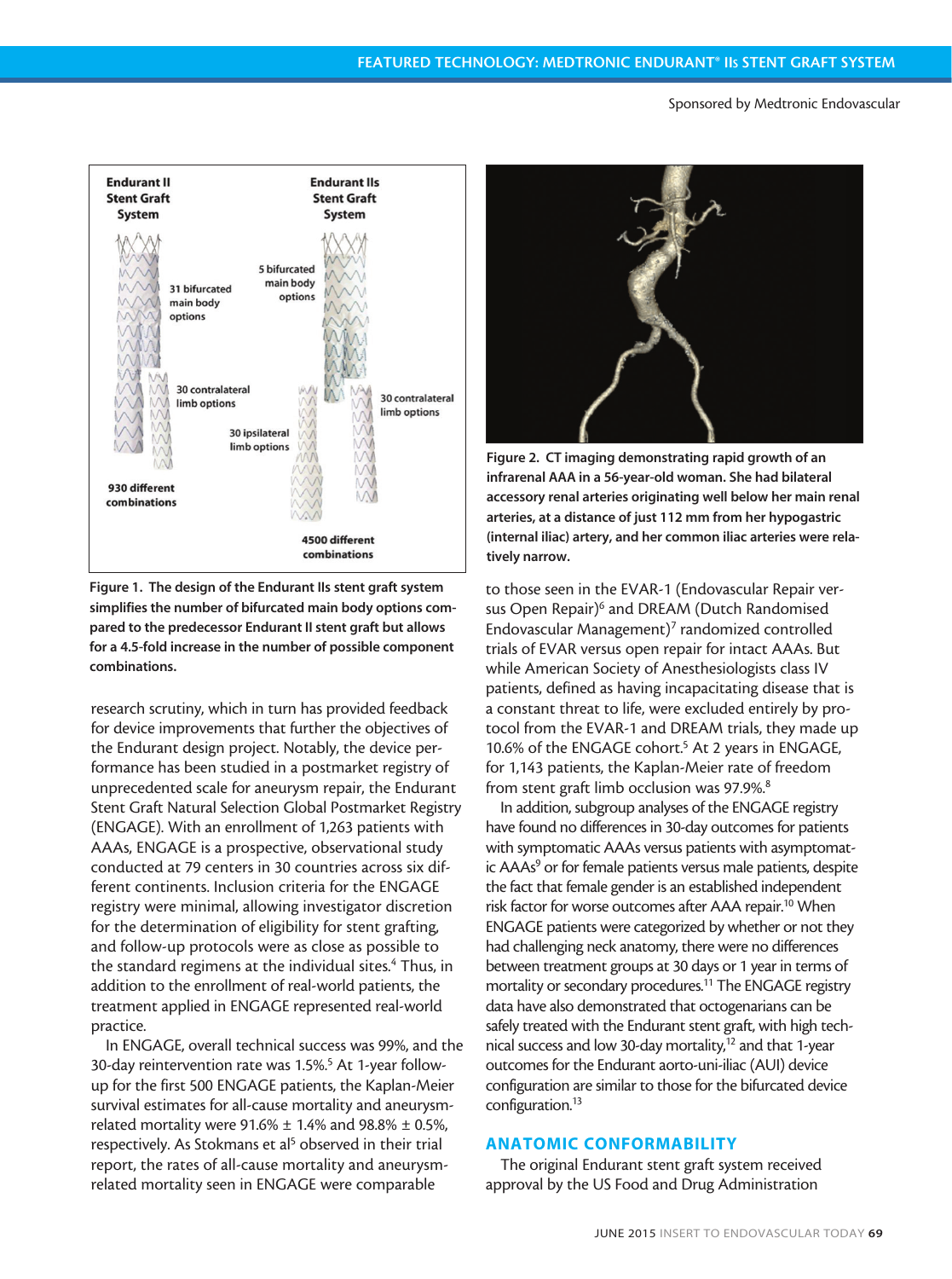Figure 1. The design of the Endurant IIs stent graft system simplifies the number of bifurcated main body options compared to the predecessor Endurant II stent graft but allows for a 4.5-fold increase in the number of possible component combinations.

research scrutiny, which in turn has provided feedback for device improvements that further the objectives of the Endurant design project. Notably, the device performance has been studied in a postmarket registry of unprecedented scale for aneurysm repair, the Endurant Stent Graft Natural Selection Global Postmarket Registry (ENGAGE). With an enrollment of 1,263 patients with AAAs, ENGAGE is a prospective, observational study conducted at 79 centers in 30 countries across six different continents. Inclusion criteria for the ENGAGE registry were minimal, allowing investigator discretion for the determination of eligibility for stent grafting, and follow-up protocols were as close as possible to the standard regimens at the individual sites.[4] Thus, in addition to the enrollment of real-world patients, the treatment applied in ENGAGE represented real-world practice.

In ENGAGE, overall technical success was 99%, and the 30-day reintervention rate was 1.5%.[5] At 1-year follow-up for the first 500 ENGAGE patients, the Kaplan-Meier survival estimates for all-cause mortality and aneurysm-related mortality were 91.6% ± 1.4% and 98.8% ± 0.5%, respectively. As Stokmans et al[5] observed in their trial report, the rates of all-cause mortality and aneurysm-related mortality seen in ENGAGE were comparable

Figure 2. CT imaging demonstrating rapid growth of an infrarenal AAA in a 56-year-old woman. She had bilateral accessory renal arteries originating well below her main renal arteries, at a distance of just 112 mm from her hypogastric (internal iliac) artery, and her common iliac arteries were relatively narrow.

to those seen in the EVAR-1 (Endovascular Repair versus Open Repair)[6] and DREAM (Dutch Randomised Endovascular Management)[7] randomized controlled trials of EVAR versus open repair for intact AAAs. But while American Society of Anesthesiologists class IV patients, defined as having incapacitating disease that is a constant threat to life, were excluded entirely by protocol from the EVAR-1 and DREAM trials, they made up 10.6% of the ENGAGE cohort.[5] At 2 years in ENGAGE, for 1,143 patients, the Kaplan-Meier rate of freedom from stent graft limb occlusion was 97.9%.[8]

In addition, subgroup analyses of the ENGAGE registry have found no differences in 30-day outcomes for patients with symptomatic AAAs versus patients with asymptomatic AAAs[9] or for female patients versus male patients, despite the fact that female gender is an established independent risk factor for worse outcomes after AAA repair.[10] When ENGAGE patients were categorized by whether or not they had challenging neck anatomy, there were no differences between treatment groups at 30 days or 1 year in terms of mortality or secondary procedures.[11] The ENGAGE registry data have also demonstrated that octogenarians can be safely treated with the Endurant stent graft, with high technical success and low 30-day mortality,[12] and that 1-year outcomes for the Endurant aorto-uni-iliac (AUI) device configuration are similar to those for the bifurcated device configuration.[13]

## ANATOMIC CONFORMABILITY

The original Endurant stent graft system received approval by the US Food and Drug Administration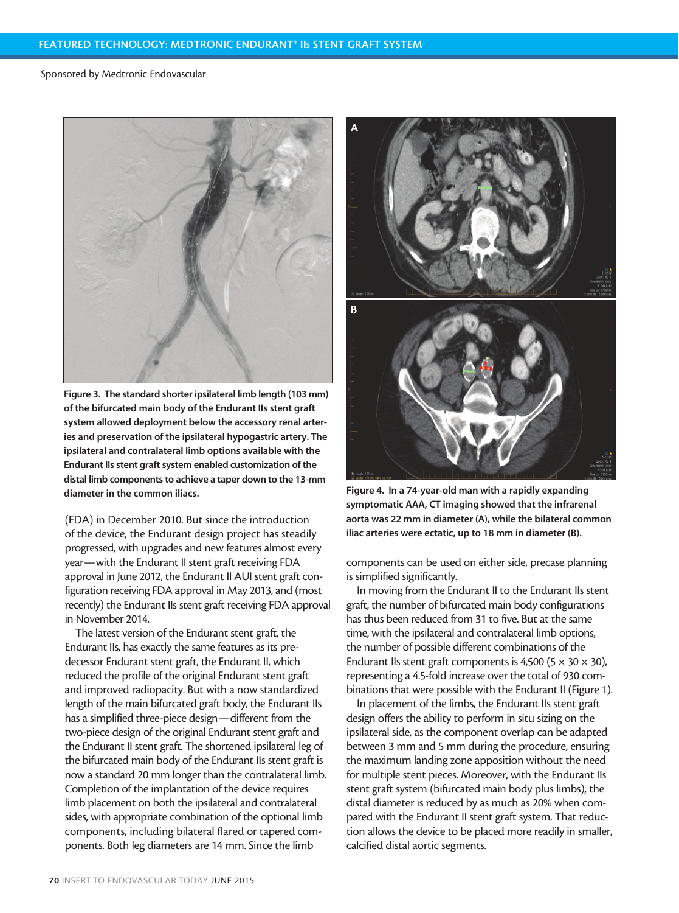Figure 3. The standard shorter ipsilateral limb length (103 mm) of the bifurcated main body of the Endurant IIs stent graft system allowed deployment below the accessory renal arteries and preservation of the ipsilateral hypogastric artery. The ipsilateral and contralateral limb options available with the Endurant IIs stent graft system enabled customization of the distal limb components to achieve a taper down to the 13-mm diameter in the common iliacs.

(FDA) in December 2010. But since the introduction of the device, the Endurant design project has steadily progressed, with upgrades and new features almost every year—with the Endurant II stent graft receiving FDA approval in June 2012, the Endurant II AUI stent graft configuration receiving FDA approval in May 2013, and (most recently) the Endurant IIs stent graft receiving FDA approval in November 2014.

The latest version of the Endurant stent graft, the Endurant IIs, has exactly the same features as its predecessor Endurant stent graft, the Endurant II, which reduced the profile of the original Endurant stent graft and improved radiopacity. But with a now standardized length of the main bifurcated graft body, the Endurant IIs has a simplified three-piece design—different from the two-piece design of the original Endurant stent graft and the Endurant II stent graft. The shortened ipsilateral leg of the bifurcated main body of the Endurant IIs stent graft is now a standard 20 mm longer than the contralateral limb. Completion of the implantation of the device requires limb placement on both the ipsilateral and contralateral sides, with appropriate combination of the optional limb components, including bilateral flared or tapered components. Both leg diameters are 14 mm. Since the limb components can be used on either side, precase planning is simplified significantly.

Figure 4. In a 74-year-old man with a rapidly expanding symptomatic AAA, CT imaging showed that the infrarenal aorta was 22 mm in diameter (A), while the bilateral common iliac arteries were ectatic, up to 18 mm in diameter (B).

In moving from the Endurant II to the Endurant IIs stent graft, the number of bifurcated main body configurations has thus been reduced from 31 to five. But at the same time, with the ipsilateral and contralateral limb options, the number of possible different combinations of the Endurant IIs stent graft components is 4,500 (5 × 30 × 30), representing a 4.5-fold increase over the total of 930 combinations that were possible with the Endurant II (Figure 1).

In placement of the limbs, the Endurant IIs stent graft design offers the ability to perform in situ sizing on the ipsilateral side, as the component overlap can be adapted between 3 mm and 5 mm during the procedure, ensuring the maximum landing zone apposition without the need for multiple stent pieces. Moreover, with the Endurant IIs stent graft system (bifurcated main body plus limbs), the distal diameter is reduced by as much as 20% when compared with the Endurant II stent graft system. That reduction allows the device to be placed more readily in smaller, calcified distal aortic segments.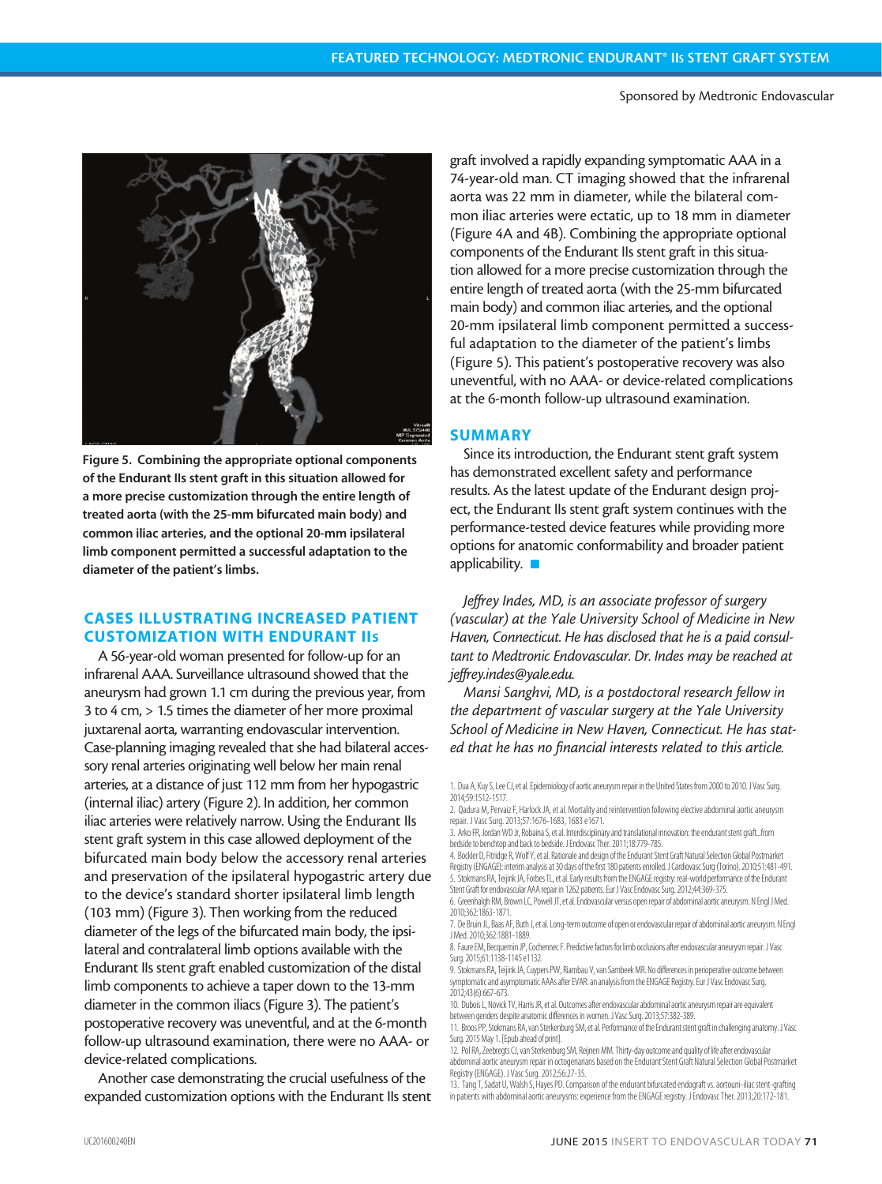Figure 5. Combining the appropriate optional components of the Endurant IIs stent graft in this situation allowed for a more precise customization through the entire length of treated aorta (with the 25-mm bifurcated main body) and common iliac arteries, and the optional 20-mm ipsilateral limb component permitted a successful adaptation to the diameter of the patient's limbs.

## CASES ILLUSTRATING INCREASED PATIENT CUSTOMIZATION WITH ENDURANT IIs

A 56-year-old woman presented for follow-up for an infrarenal AAA. Surveillance ultrasound showed that the aneurysm had grown 1.1 cm during the previous year, from 3 to 4 cm, > 1.5 times the diameter of her more proximal juxtarenal aorta, warranting endovascular intervention. Case-planning imaging revealed that she had bilateral accessory renal arteries originating well below her main renal arteries, at a distance of just 112 mm from her hypogastric (internal iliac) artery (Figure 2). In addition, her common iliac arteries were relatively narrow. Using the Endurant IIs stent graft system in this case allowed deployment of the bifurcated main body below the accessory renal arteries and preservation of the ipsilateral hypogastric artery due to the device's standard shorter ipsilateral limb length (103 mm) (Figure 3). Then working from the reduced diameter of the legs of the bifurcated main body, the ipsilateral and contralateral limb options available with the Endurant IIs stent graft enabled customization of the distal limb components to achieve a taper down to the 13-mm diameter in the common iliacs (Figure 3). The patient's postoperative recovery was uneventful, and at the 6-month follow-up ultrasound examination, there were no AAA- or device-related complications.

Another case demonstrating the crucial usefulness of the expanded customization options with the Endurant IIs stent graft involved a rapidly expanding symptomatic AAA in a 74-year-old man. CT imaging showed that the infrarenal aorta was 22 mm in diameter, while the bilateral common iliac arteries were ectatic, up to 18 mm in diameter (Figure 4A and 4B). Combining the appropriate optional components of the Endurant IIs stent graft in this situation allowed for a more precise customization through the entire length of treated aorta (with the 25-mm bifurcated main body) and common iliac arteries, and the optional 20-mm ipsilateral limb component permitted a successful adaptation to the diameter of the patient's limbs (Figure 5). This patient's postoperative recovery was also uneventful, with no AAA- or device-related complications at the 6-month follow-up ultrasound examination.

## SUMMARY

Since its introduction, the Endurant stent graft system has demonstrated excellent safety and performance results. As the latest update of the Endurant design project, the Endurant IIs stent graft system continues with the performance-tested device features while providing more options for anatomic conformability and broader patient applicability. ■

*Jeffrey Indes, MD, is an associate professor of surgery (vascular) at the Yale University School of Medicine in New Haven, Connecticut. He has disclosed that he is a paid consultant to Medtronic Endovascular. Dr. Indes may be reached at jeffrey.indes@yale.edu.*

*Mansi Sanghvi, MD, is a postdoctoral research fellow in the department of vascular surgery at the Yale University School of Medicine in New Haven, Connecticut. He has stated that he has no financial interests related to this article.*

1. Dua A, Kuy S, Lee CJ, et al. Epidemiology of aortic aneurysm repair in the United States from 2000 to 2010. J Vasc Surg. 2014;59:1512-1517.
2. Qadura M, Pervaiz F, Harlock JA, et al. Mortality and reintervention following elective abdominal aortic aneurysm repair. J Vasc Surg. 2013;57:1676-1683, 1683 e1671.
3. Arko FR, Jordan WD Jr, Robaina S, et al. Interdisciplinary and translational innovation: the endurant stent graft...from bedside to benchtop and back to bedside. J Endovasc Ther. 2011;18:779-785.
4. Bockler D, Fitridge R, Wolf Y, et al. Rationale and design of the Endurant Stent Graft Natural Selection Global Postmarket Registry (ENGAGE): interim analysis at 30 days of the first 180 patients enrolled. J Cardiovasc Surg (Torino). 2010;51:481-491.
5. Stokmans RA, Teijink JA, Forbes TL, et al. Early results from the ENGAGE registry: real-world performance of the Endurant Stent Graft for endovascular AAA repair in 1262 patients. Eur J Vasc Endovasc Surg. 2012;44:369-375.
6. Greenhalgh RM, Brown LC, Powell JT, et al. Endovascular versus open repair of abdominal aortic aneurysm. N Engl J Med. 2010;362:1863-1871.
7. De Bruin JL, Baas AF, Buth J, et al. Long-term outcome of open or endovascular repair of abdominal aortic aneurysm. N Engl J Med. 2010;362:1881-1889.
8. Faure EM, Becquemin JP, Cochennec F. Predictive factors for limb occlusions after endovascular aneurysm repair. J Vasc Surg. 2015;61:1138-1145 e1132.
9. Stokmans RA, Teijink JA, Cuypers PW, Riambau V, van Sambeek MR. No differences in perioperative outcome between symptomatic and asymptomatic AAAs after EVAR: an analysis from the ENGAGE Registry. Eur J Vasc Endovasc Surg. 2012;43(6):667-673.
10. Dubois L, Novick TV, Harris JR, et al. Outcomes after endovascular abdominal aortic aneurysm repair are equivalent between genders despite anatomic differences in women. J Vasc Surg. 2013;57:382-389.
11. Broos PP, Stokmans RA, van Sterkenburg SM, et al. Performance of the Endurant stent graft in challenging anatomy. J Vasc Surg. 2015 May 1. [Epub ahead of print].
12. Pol RA, Zeebregts CJ, van Sterkenburg SM, Reijnen MM. Thirty-day outcome and quality of life after endovascular abdominal aortic aneurysm repair in octogenarians based on the Endurant Stent Graft Natural Selection Global Postmarket Registry (ENGAGE). J Vasc Surg. 2012;56:27-35.
13. Tang T, Sadat U, Walsh S, Hayes PD. Comparison of the endurant bifurcated endograft vs. aortouni-iliac stent-grafting in patients with abdominal aortic aneurysms: experience from the ENGAGE registry. J Endovasc Ther. 2013;20:172-181.

UC201600240EN